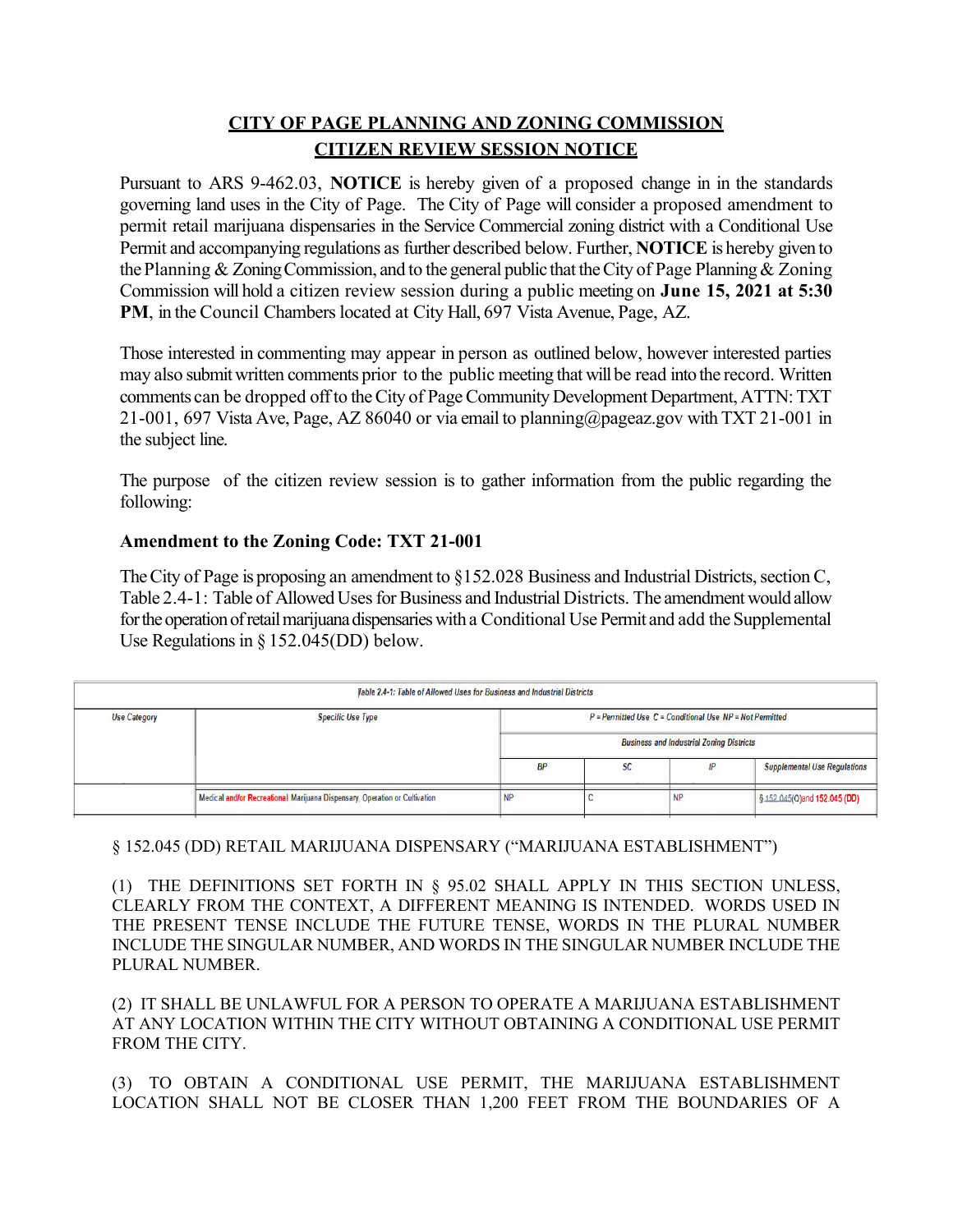## CITY OF PAGE PLANNING AND ZONING COMMISSION
## CITIZEN REVIEW SESSION NOTICE

Pursuant to ARS 9-462.03, **NOTICE** is hereby given of a proposed change in in the standards governing land uses in the City of Page. The City of Page will consider a proposed amendment to permit retail marijuana dispensaries in the Service Commercial zoning district with a Conditional Use Permit and accompanying regulations as further described below. Further, **NOTICE** is hereby given to the Planning & Zoning Commission, and to the general public that the City of Page Planning & Zoning Commission will hold a citizen review session during a public meeting on **June 15, 2021 at 5:30 PM**, in the Council Chambers located at City Hall, 697 Vista Avenue, Page, AZ.

Those interested in commenting may appear in person as outlined below, however interested parties may also submit written comments prior to the public meeting that will be read into the record. Written comments can be dropped off to the City of Page Community Development Department, ATTN: TXT 21-001, 697 Vista Ave, Page, AZ 86040 or via email to planning@pageaz.gov with TXT 21-001 in the subject line.

The purpose of the citizen review session is to gather information from the public regarding the following:

### Amendment to the Zoning Code: TXT 21-001

The City of Page is proposing an amendment to §152.028 Business and Industrial Districts, section C, Table 2.4-1: Table of Allowed Uses for Business and Industrial Districts. The amendment would allow for the operation of retail marijuana dispensaries with a Conditional Use Permit and add the Supplemental Use Regulations in § 152.045(DD) below.

*Table 2.4-1: Table of Allowed Uses for Business and Industrial Districts*

| Use Category | Specific Use Type | P = Permitted Use C = Conditional Use NP = Not Permitted | | | |
|---|---|---|---|---|---|
| | | Business and Industrial Zoning Districts | | | |
| | | BP | SC | IP | Supplemental Use Regulations |
| | Medical and/or Recreational Marijuana Dispensary, Operation or Cultivation | NP | C | NP | § 152.045(O) and 152.045 (DD) |

§ 152.045 (DD) RETAIL MARIJUANA DISPENSARY ("MARIJUANA ESTABLISHMENT")

(1) THE DEFINITIONS SET FORTH IN § 95.02 SHALL APPLY IN THIS SECTION UNLESS, CLEARLY FROM THE CONTEXT, A DIFFERENT MEANING IS INTENDED. WORDS USED IN THE PRESENT TENSE INCLUDE THE FUTURE TENSE, WORDS IN THE PLURAL NUMBER INCLUDE THE SINGULAR NUMBER, AND WORDS IN THE SINGULAR NUMBER INCLUDE THE PLURAL NUMBER.

(2) IT SHALL BE UNLAWFUL FOR A PERSON TO OPERATE A MARIJUANA ESTABLISHMENT AT ANY LOCATION WITHIN THE CITY WITHOUT OBTAINING A CONDITIONAL USE PERMIT FROM THE CITY.

(3) TO OBTAIN A CONDITIONAL USE PERMIT, THE MARIJUANA ESTABLISHMENT LOCATION SHALL NOT BE CLOSER THAN 1,200 FEET FROM THE BOUNDARIES OF A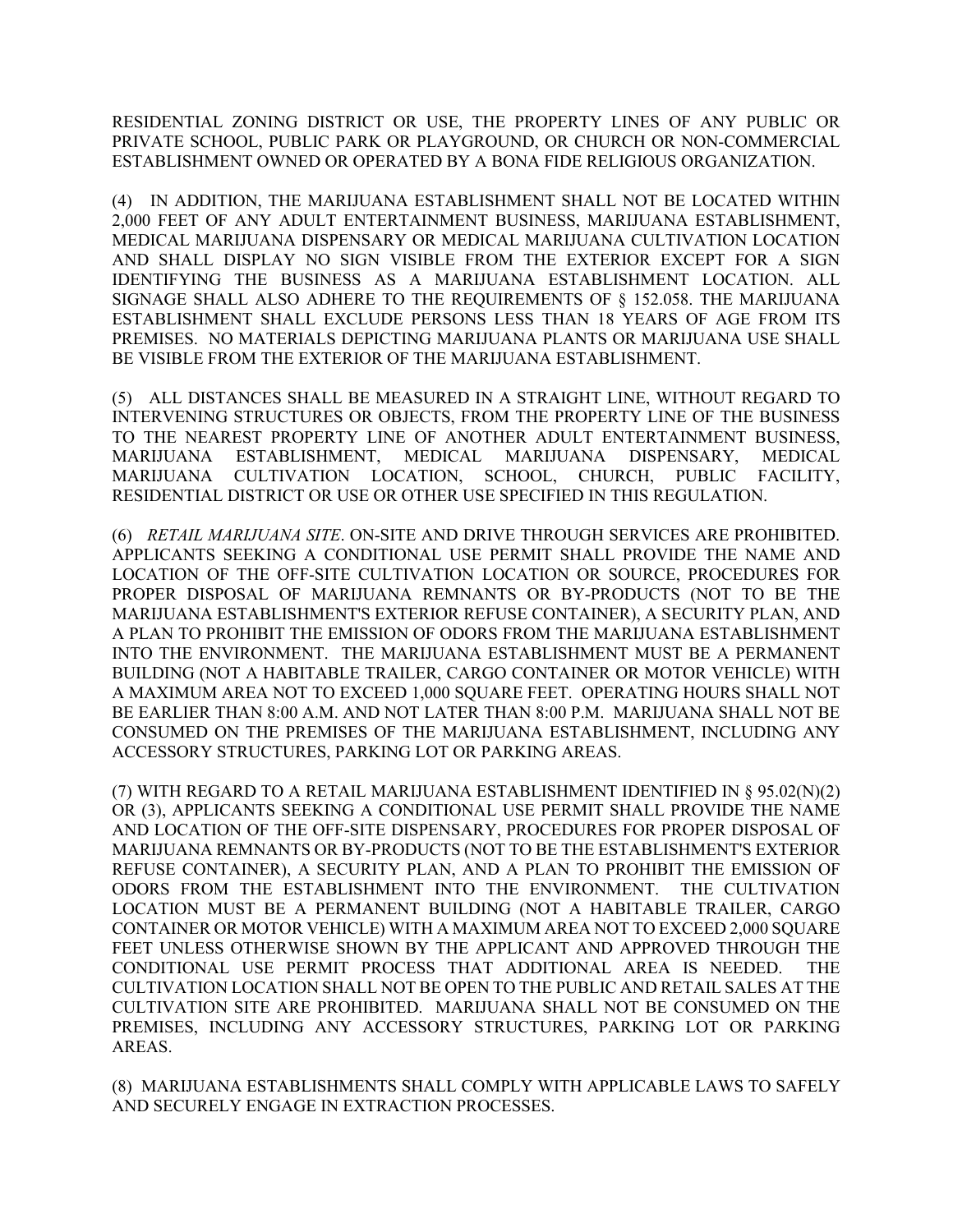RESIDENTIAL ZONING DISTRICT OR USE, THE PROPERTY LINES OF ANY PUBLIC OR PRIVATE SCHOOL, PUBLIC PARK OR PLAYGROUND, OR CHURCH OR NON-COMMERCIAL ESTABLISHMENT OWNED OR OPERATED BY A BONA FIDE RELIGIOUS ORGANIZATION.

(4) IN ADDITION, THE MARIJUANA ESTABLISHMENT SHALL NOT BE LOCATED WITHIN 2,000 FEET OF ANY ADULT ENTERTAINMENT BUSINESS, MARIJUANA ESTABLISHMENT, MEDICAL MARIJUANA DISPENSARY OR MEDICAL MARIJUANA CULTIVATION LOCATION AND SHALL DISPLAY NO SIGN VISIBLE FROM THE EXTERIOR EXCEPT FOR A SIGN IDENTIFYING THE BUSINESS AS A MARIJUANA ESTABLISHMENT LOCATION. ALL SIGNAGE SHALL ALSO ADHERE TO THE REQUIREMENTS OF § 152.058. THE MARIJUANA ESTABLISHMENT SHALL EXCLUDE PERSONS LESS THAN 18 YEARS OF AGE FROM ITS PREMISES. NO MATERIALS DEPICTING MARIJUANA PLANTS OR MARIJUANA USE SHALL BE VISIBLE FROM THE EXTERIOR OF THE MARIJUANA ESTABLISHMENT.

(5) ALL DISTANCES SHALL BE MEASURED IN A STRAIGHT LINE, WITHOUT REGARD TO INTERVENING STRUCTURES OR OBJECTS, FROM THE PROPERTY LINE OF THE BUSINESS TO THE NEAREST PROPERTY LINE OF ANOTHER ADULT ENTERTAINMENT BUSINESS, MARIJUANA ESTABLISHMENT, MEDICAL MARIJUANA DISPENSARY, MEDICAL MARIJUANA CULTIVATION LOCATION, SCHOOL, CHURCH, PUBLIC FACILITY, RESIDENTIAL DISTRICT OR USE OR OTHER USE SPECIFIED IN THIS REGULATION.

(6) *RETAIL MARIJUANA SITE*. ON-SITE AND DRIVE THROUGH SERVICES ARE PROHIBITED. APPLICANTS SEEKING A CONDITIONAL USE PERMIT SHALL PROVIDE THE NAME AND LOCATION OF THE OFF-SITE CULTIVATION LOCATION OR SOURCE, PROCEDURES FOR PROPER DISPOSAL OF MARIJUANA REMNANTS OR BY-PRODUCTS (NOT TO BE THE MARIJUANA ESTABLISHMENT'S EXTERIOR REFUSE CONTAINER), A SECURITY PLAN, AND A PLAN TO PROHIBIT THE EMISSION OF ODORS FROM THE MARIJUANA ESTABLISHMENT INTO THE ENVIRONMENT. THE MARIJUANA ESTABLISHMENT MUST BE A PERMANENT BUILDING (NOT A HABITABLE TRAILER, CARGO CONTAINER OR MOTOR VEHICLE) WITH A MAXIMUM AREA NOT TO EXCEED 1,000 SQUARE FEET. OPERATING HOURS SHALL NOT BE EARLIER THAN 8:00 A.M. AND NOT LATER THAN 8:00 P.M. MARIJUANA SHALL NOT BE CONSUMED ON THE PREMISES OF THE MARIJUANA ESTABLISHMENT, INCLUDING ANY ACCESSORY STRUCTURES, PARKING LOT OR PARKING AREAS.

(7) WITH REGARD TO A RETAIL MARIJUANA ESTABLISHMENT IDENTIFIED IN § 95.02(N)(2) OR (3), APPLICANTS SEEKING A CONDITIONAL USE PERMIT SHALL PROVIDE THE NAME AND LOCATION OF THE OFF-SITE DISPENSARY, PROCEDURES FOR PROPER DISPOSAL OF MARIJUANA REMNANTS OR BY-PRODUCTS (NOT TO BE THE ESTABLISHMENT'S EXTERIOR REFUSE CONTAINER), A SECURITY PLAN, AND A PLAN TO PROHIBIT THE EMISSION OF ODORS FROM THE ESTABLISHMENT INTO THE ENVIRONMENT. THE CULTIVATION LOCATION MUST BE A PERMANENT BUILDING (NOT A HABITABLE TRAILER, CARGO CONTAINER OR MOTOR VEHICLE) WITH A MAXIMUM AREA NOT TO EXCEED 2,000 SQUARE FEET UNLESS OTHERWISE SHOWN BY THE APPLICANT AND APPROVED THROUGH THE CONDITIONAL USE PERMIT PROCESS THAT ADDITIONAL AREA IS NEEDED. THE CULTIVATION LOCATION SHALL NOT BE OPEN TO THE PUBLIC AND RETAIL SALES AT THE CULTIVATION SITE ARE PROHIBITED. MARIJUANA SHALL NOT BE CONSUMED ON THE PREMISES, INCLUDING ANY ACCESSORY STRUCTURES, PARKING LOT OR PARKING AREAS.

(8) MARIJUANA ESTABLISHMENTS SHALL COMPLY WITH APPLICABLE LAWS TO SAFELY AND SECURELY ENGAGE IN EXTRACTION PROCESSES.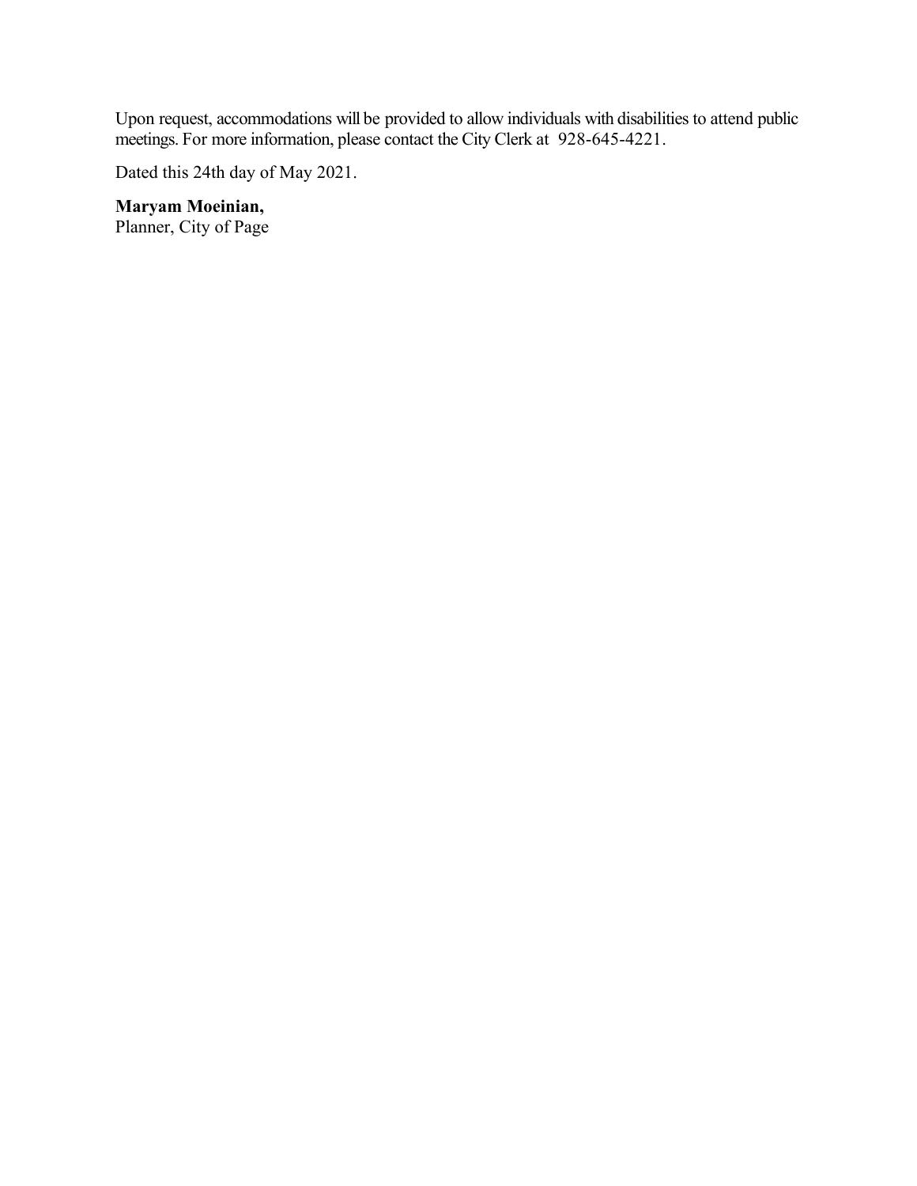Upon request, accommodations will be provided to allow individuals with disabilities to attend public meetings. For more information, please contact the City Clerk at 928-645-4221.

Dated this 24th day of May 2021.

**Maryam Moeinian,**
Planner, City of Page